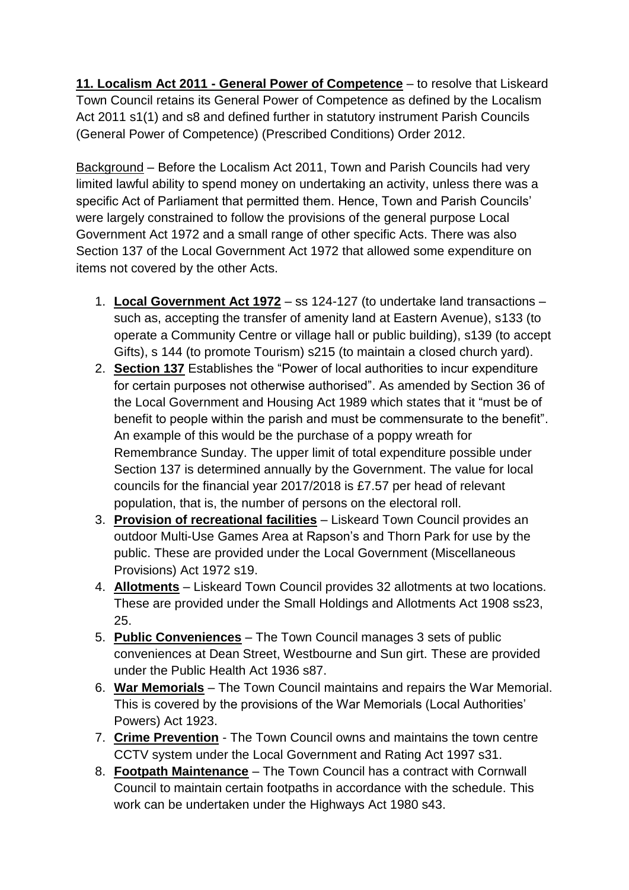**<u>11. Localism Act 2011 - General Power of Competence</u>** – to resolve that Liskeard Town Council retains its General Power of Competence as defined by the Localism Act 2011 s1(1) and s8 and defined further in statutory instrument Parish Councils (General Power of Competence) (Prescribed Conditions) Order 2012.

<u>Background</u> – Before the Localism Act 2011, Town and Parish Councils had very limited lawful ability to spend money on undertaking an activity, unless there was a specific Act of Parliament that permitted them. Hence, Town and Parish Councils' were largely constrained to follow the provisions of the general purpose Local Government Act 1972 and a small range of other specific Acts. There was also Section 137 of the Local Government Act 1972 that allowed some expenditure on items not covered by the other Acts.

1. **<u>Local Government Act 1972</u>** – ss 124-127 (to undertake land transactions – such as, accepting the transfer of amenity land at Eastern Avenue), s133 (to operate a Community Centre or village hall or public building), s139 (to accept Gifts), s 144 (to promote Tourism) s215 (to maintain a closed church yard).
2. **<u>Section 137</u>** Establishes the "Power of local authorities to incur expenditure for certain purposes not otherwise authorised". As amended by Section 36 of the Local Government and Housing Act 1989 which states that it "must be of benefit to people within the parish and must be commensurate to the benefit". An example of this would be the purchase of a poppy wreath for Remembrance Sunday. The upper limit of total expenditure possible under Section 137 is determined annually by the Government. The value for local councils for the financial year 2017/2018 is £7.57 per head of relevant population, that is, the number of persons on the electoral roll.
3. **<u>Provision of recreational facilities</u>** – Liskeard Town Council provides an outdoor Multi-Use Games Area at Rapson's and Thorn Park for use by the public. These are provided under the Local Government (Miscellaneous Provisions) Act 1972 s19.
4. **<u>Allotments</u>** – Liskeard Town Council provides 32 allotments at two locations. These are provided under the Small Holdings and Allotments Act 1908 ss23, 25.
5. **<u>Public Conveniences</u>** – The Town Council manages 3 sets of public conveniences at Dean Street, Westbourne and Sun girt. These are provided under the Public Health Act 1936 s87.
6. **<u>War Memorials</u>** – The Town Council maintains and repairs the War Memorial. This is covered by the provisions of the War Memorials (Local Authorities' Powers) Act 1923.
7. **<u>Crime Prevention</u>** - The Town Council owns and maintains the town centre CCTV system under the Local Government and Rating Act 1997 s31.
8. **<u>Footpath Maintenance</u>** – The Town Council has a contract with Cornwall Council to maintain certain footpaths in accordance with the schedule. This work can be undertaken under the Highways Act 1980 s43.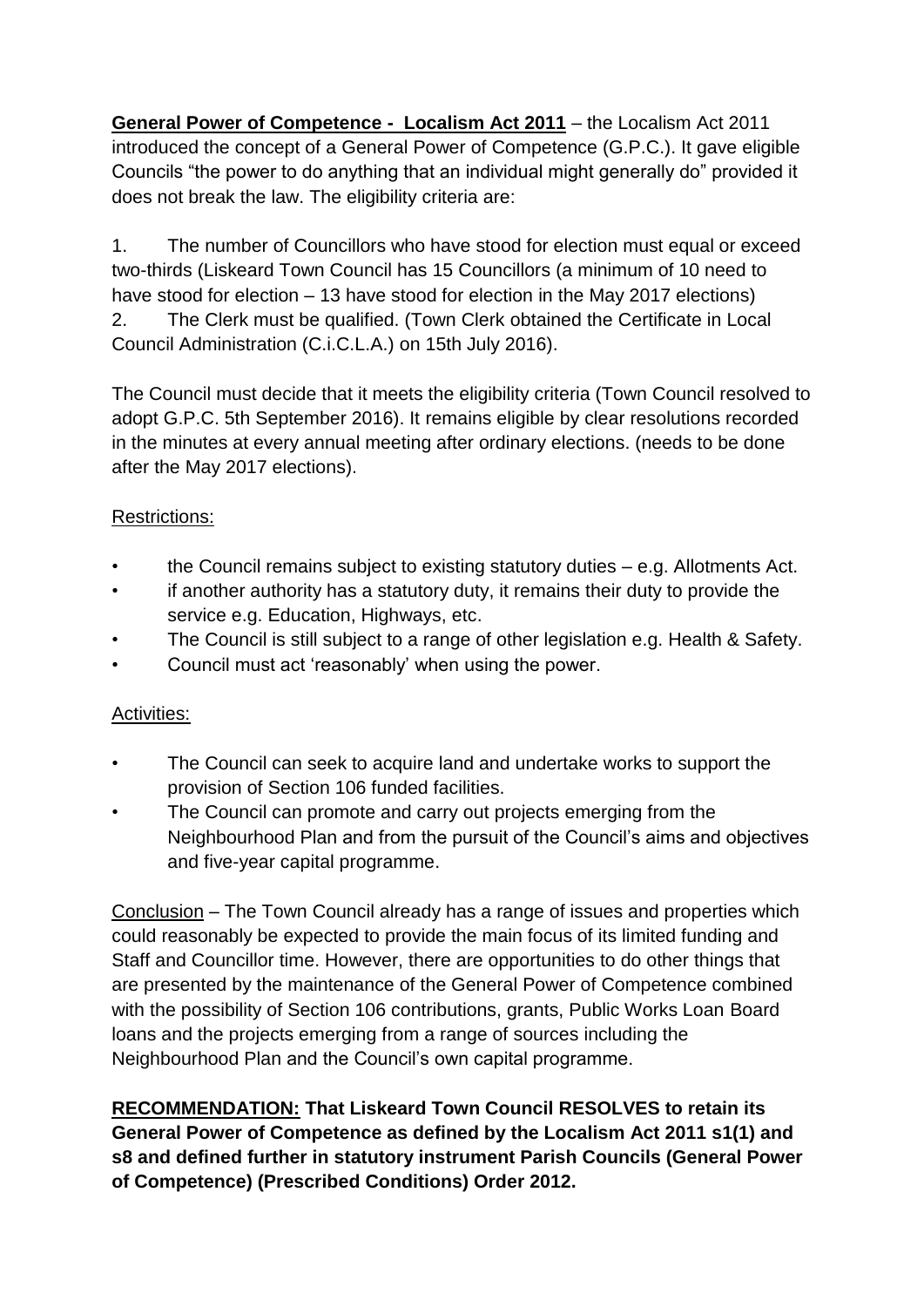**General Power of Competence - Localism Act 2011** – the Localism Act 2011 introduced the concept of a General Power of Competence (G.P.C.). It gave eligible Councils "the power to do anything that an individual might generally do" provided it does not break the law. The eligibility criteria are:

1. The number of Councillors who have stood for election must equal or exceed two-thirds (Liskeard Town Council has 15 Councillors (a minimum of 10 need to have stood for election – 13 have stood for election in the May 2017 elections)
2. The Clerk must be qualified. (Town Clerk obtained the Certificate in Local Council Administration (C.i.C.L.A.) on 15th July 2016).

The Council must decide that it meets the eligibility criteria (Town Council resolved to adopt G.P.C. 5th September 2016). It remains eligible by clear resolutions recorded in the minutes at every annual meeting after ordinary elections. (needs to be done after the May 2017 elections).

Restrictions:

- the Council remains subject to existing statutory duties – e.g. Allotments Act.
- if another authority has a statutory duty, it remains their duty to provide the service e.g. Education, Highways, etc.
- The Council is still subject to a range of other legislation e.g. Health & Safety.
- Council must act 'reasonably' when using the power.

Activities:

- The Council can seek to acquire land and undertake works to support the provision of Section 106 funded facilities.
- The Council can promote and carry out projects emerging from the Neighbourhood Plan and from the pursuit of the Council's aims and objectives and five-year capital programme.

Conclusion – The Town Council already has a range of issues and properties which could reasonably be expected to provide the main focus of its limited funding and Staff and Councillor time. However, there are opportunities to do other things that are presented by the maintenance of the General Power of Competence combined with the possibility of Section 106 contributions, grants, Public Works Loan Board loans and the projects emerging from a range of sources including the Neighbourhood Plan and the Council's own capital programme.

**RECOMMENDATION: That Liskeard Town Council RESOLVES to retain its General Power of Competence as defined by the Localism Act 2011 s1(1) and s8 and defined further in statutory instrument Parish Councils (General Power of Competence) (Prescribed Conditions) Order 2012.**